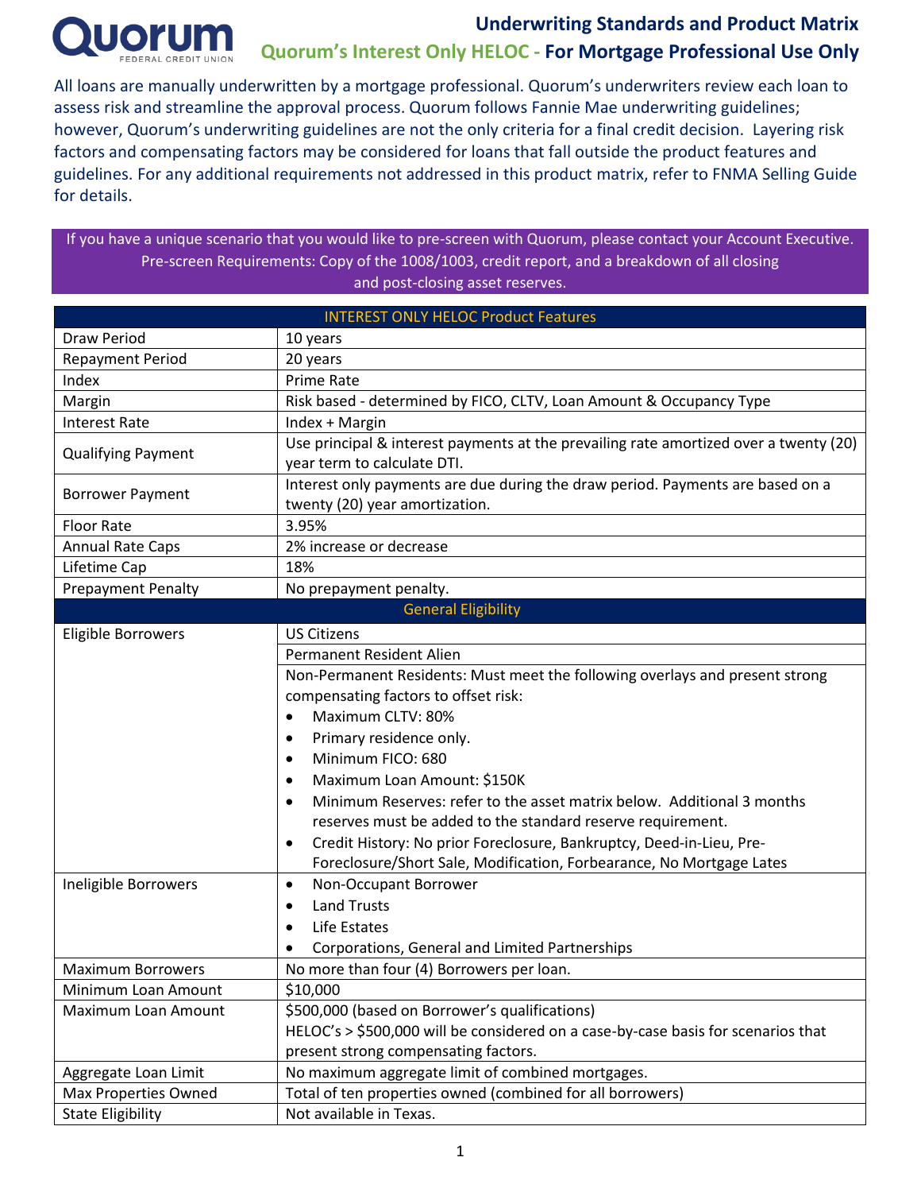# Quorum Federal Credit Union

## Underwriting Standards and Product Matrix

### Quorum's Interest Only HELOC - For Mortgage Professional Use Only

All loans are manually underwritten by a mortgage professional. Quorum's underwriters review each loan to assess risk and streamline the approval process. Quorum follows Fannie Mae underwriting guidelines; however, Quorum's underwriting guidelines are not the only criteria for a final credit decision. Layering risk factors and compensating factors may be considered for loans that fall outside the product features and guidelines. For any additional requirements not addressed in this product matrix, refer to FNMA Selling Guide for details.

If you have a unique scenario that you would like to pre-screen with Quorum, please contact your Account Executive. Pre-screen Requirements: Copy of the 1008/1003, credit report, and a breakdown of all closing and post-closing asset reserves.

| INTEREST ONLY HELOC Product Features | |
|---|---|
| Draw Period | 10 years |
| Repayment Period | 20 years |
| Index | Prime Rate |
| Margin | Risk based - determined by FICO, CLTV, Loan Amount & Occupancy Type |
| Interest Rate | Index + Margin |
| Qualifying Payment | Use principal & interest payments at the prevailing rate amortized over a twenty (20) year term to calculate DTI. |
| Borrower Payment | Interest only payments are due during the draw period. Payments are based on a twenty (20) year amortization. |
| Floor Rate | 3.95% |
| Annual Rate Caps | 2% increase or decrease |
| Lifetime Cap | 18% |
| Prepayment Penalty | No prepayment penalty. |
| **General Eligibility** | |
| Eligible Borrowers | US Citizens |
| | Permanent Resident Alien |
| | Non-Permanent Residents: Must meet the following overlays and present strong compensating factors to offset risk:<br>• Maximum CLTV: 80%<br>• Primary residence only.<br>• Minimum FICO: 680<br>• Maximum Loan Amount: $150K<br>• Minimum Reserves: refer to the asset matrix below. Additional 3 months reserves must be added to the standard reserve requirement.<br>• Credit History: No prior Foreclosure, Bankruptcy, Deed-in-Lieu, Pre-Foreclosure/Short Sale, Modification, Forbearance, No Mortgage Lates |
| Ineligible Borrowers | • Non-Occupant Borrower<br>• Land Trusts<br>• Life Estates<br>• Corporations, General and Limited Partnerships |
| Maximum Borrowers | No more than four (4) Borrowers per loan. |
| Minimum Loan Amount | $10,000 |
| Maximum Loan Amount | $500,000 (based on Borrower's qualifications)<br>HELOC's > $500,000 will be considered on a case-by-case basis for scenarios that present strong compensating factors. |
| Aggregate Loan Limit | No maximum aggregate limit of combined mortgages. |
| Max Properties Owned | Total of ten properties owned (combined for all borrowers) |
| State Eligibility | Not available in Texas. |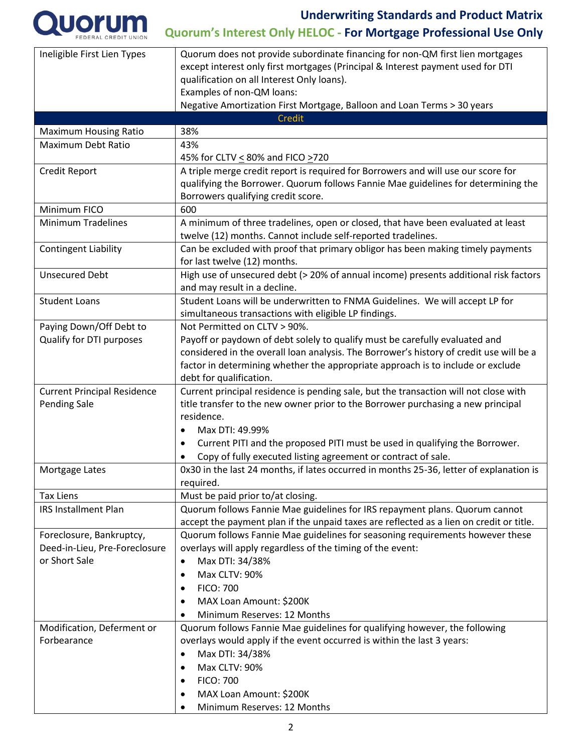| | |
|---|---|
| Ineligible First Lien Types | Quorum does not provide subordinate financing for non-QM first lien mortgages except interest only first mortgages (Principal & Interest payment used for DTI qualification on all Interest Only loans).<br>Examples of non-QM loans:<br>Negative Amortization First Mortgage, Balloon and Loan Terms > 30 years |
| **Credit** | |
| Maximum Housing Ratio | 38% |
| Maximum Debt Ratio | 43%<br>45% for CLTV ≤ 80% and FICO ≥720 |
| Credit Report | A triple merge credit report is required for Borrowers and will use our score for qualifying the Borrower. Quorum follows Fannie Mae guidelines for determining the Borrowers qualifying credit score. |
| Minimum FICO | 600 |
| Minimum Tradelines | A minimum of three tradelines, open or closed, that have been evaluated at least twelve (12) months. Cannot include self-reported tradelines. |
| Contingent Liability | Can be excluded with proof that primary obligor has been making timely payments for last twelve (12) months. |
| Unsecured Debt | High use of unsecured debt (> 20% of annual income) presents additional risk factors and may result in a decline. |
| Student Loans | Student Loans will be underwritten to FNMA Guidelines. We will accept LP for simultaneous transactions with eligible LP findings. |
| Paying Down/Off Debt to Qualify for DTI purposes | Not Permitted on CLTV > 90%.<br>Payoff or paydown of debt solely to qualify must be carefully evaluated and considered in the overall loan analysis. The Borrower's history of credit use will be a factor in determining whether the appropriate approach is to include or exclude debt for qualification. |
| Current Principal Residence Pending Sale | Current principal residence is pending sale, but the transaction will not close with title transfer to the new owner prior to the Borrower purchasing a new principal residence.<br>• Max DTI: 49.99%<br>• Current PITI and the proposed PITI must be used in qualifying the Borrower.<br>• Copy of fully executed listing agreement or contract of sale. |
| Mortgage Lates | 0x30 in the last 24 months, if lates occurred in months 25-36, letter of explanation is required. |
| Tax Liens | Must be paid prior to/at closing. |
| IRS Installment Plan | Quorum follows Fannie Mae guidelines for IRS repayment plans. Quorum cannot accept the payment plan if the unpaid taxes are reflected as a lien on credit or title. |
| Foreclosure, Bankruptcy, Deed-in-Lieu, Pre-Foreclosure or Short Sale | Quorum follows Fannie Mae guidelines for seasoning requirements however these overlays will apply regardless of the timing of the event:<br>• Max DTI: 34/38%<br>• Max CLTV: 90%<br>• FICO: 700<br>• MAX Loan Amount: $200K<br>• Minimum Reserves: 12 Months |
| Modification, Deferment or Forbearance | Quorum follows Fannie Mae guidelines for qualifying however, the following overlays would apply if the event occurred is within the last 3 years:<br>• Max DTI: 34/38%<br>• Max CLTV: 90%<br>• FICO: 700<br>• MAX Loan Amount: $200K<br>• Minimum Reserves: 12 Months |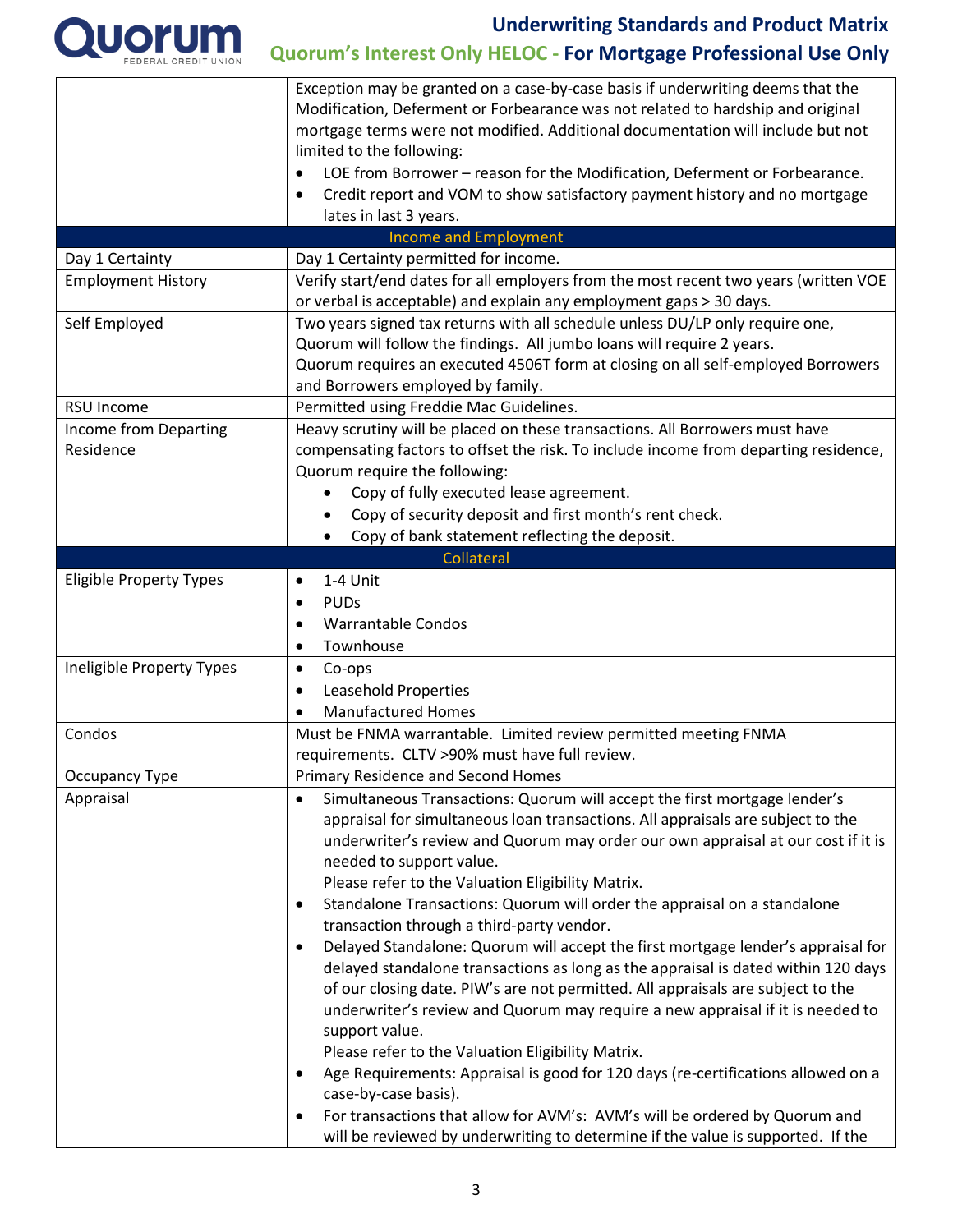| | |
|---|---|
| | Exception may be granted on a case-by-case basis if underwriting deems that the Modification, Deferment or Forbearance was not related to hardship and original mortgage terms were not modified. Additional documentation will include but not limited to the following:<br>• LOE from Borrower – reason for the Modification, Deferment or Forbearance.<br>• Credit report and VOM to show satisfactory payment history and no mortgage lates in last 3 years. |
| **Income and Employment** | |
| Day 1 Certainty | Day 1 Certainty permitted for income. |
| Employment History | Verify start/end dates for all employers from the most recent two years (written VOE or verbal is acceptable) and explain any employment gaps > 30 days. |
| Self Employed | Two years signed tax returns with all schedule unless DU/LP only require one, Quorum will follow the findings. All jumbo loans will require 2 years.<br>Quorum requires an executed 4506T form at closing on all self-employed Borrowers and Borrowers employed by family. |
| RSU Income | Permitted using Freddie Mac Guidelines. |
| Income from Departing Residence | Heavy scrutiny will be placed on these transactions. All Borrowers must have compensating factors to offset the risk. To include income from departing residence, Quorum require the following:<br>• Copy of fully executed lease agreement.<br>• Copy of security deposit and first month's rent check.<br>• Copy of bank statement reflecting the deposit. |
| **Collateral** | |
| Eligible Property Types | • 1-4 Unit<br>• PUDs<br>• Warrantable Condos<br>• Townhouse |
| Ineligible Property Types | • Co-ops<br>• Leasehold Properties<br>• Manufactured Homes |
| Condos | Must be FNMA warrantable. Limited review permitted meeting FNMA requirements. CLTV >90% must have full review. |
| Occupancy Type | Primary Residence and Second Homes |
| Appraisal | • Simultaneous Transactions: Quorum will accept the first mortgage lender's appraisal for simultaneous loan transactions. All appraisals are subject to the underwriter's review and Quorum may order our own appraisal at our cost if it is needed to support value.<br>Please refer to the Valuation Eligibility Matrix.<br>• Standalone Transactions: Quorum will order the appraisal on a standalone transaction through a third-party vendor.<br>• Delayed Standalone: Quorum will accept the first mortgage lender's appraisal for delayed standalone transactions as long as the appraisal is dated within 120 days of our closing date. PIW's are not permitted. All appraisals are subject to the underwriter's review and Quorum may require a new appraisal if it is needed to support value.<br>Please refer to the Valuation Eligibility Matrix.<br>• Age Requirements: Appraisal is good for 120 days (re-certifications allowed on a case-by-case basis).<br>• For transactions that allow for AVM's: AVM's will be ordered by Quorum and will be reviewed by underwriting to determine if the value is supported. If the |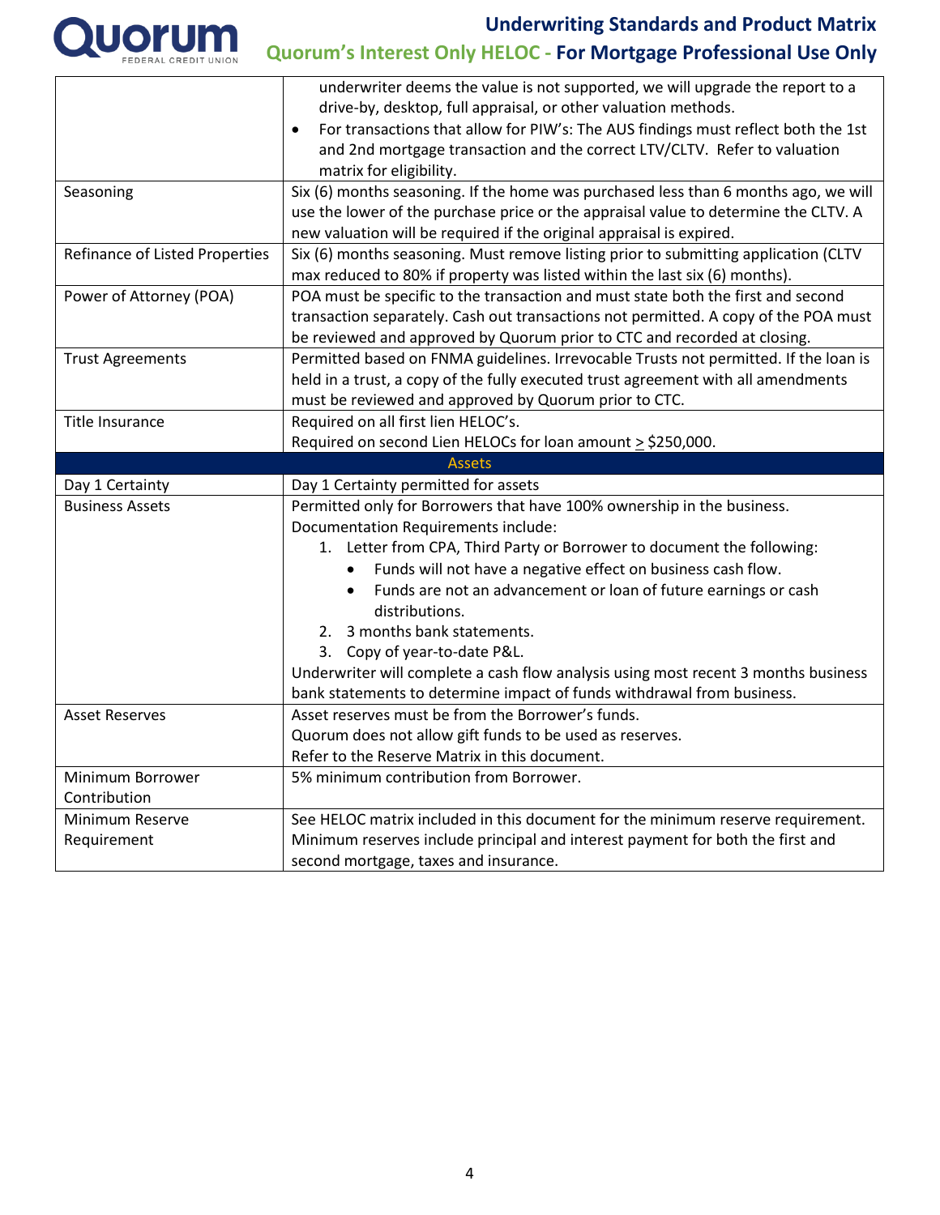| | |
|---|---|
| | underwriter deems the value is not supported, we will upgrade the report to a drive-by, desktop, full appraisal, or other valuation methods.<br>• For transactions that allow for PIW's: The AUS findings must reflect both the 1st and 2nd mortgage transaction and the correct LTV/CLTV. Refer to valuation matrix for eligibility. |
| Seasoning | Six (6) months seasoning. If the home was purchased less than 6 months ago, we will use the lower of the purchase price or the appraisal value to determine the CLTV. A new valuation will be required if the original appraisal is expired. |
| Refinance of Listed Properties | Six (6) months seasoning. Must remove listing prior to submitting application (CLTV max reduced to 80% if property was listed within the last six (6) months). |
| Power of Attorney (POA) | POA must be specific to the transaction and must state both the first and second transaction separately. Cash out transactions not permitted. A copy of the POA must be reviewed and approved by Quorum prior to CTC and recorded at closing. |
| Trust Agreements | Permitted based on FNMA guidelines. Irrevocable Trusts not permitted. If the loan is held in a trust, a copy of the fully executed trust agreement with all amendments must be reviewed and approved by Quorum prior to CTC. |
| Title Insurance | Required on all first lien HELOC's.<br>Required on second Lien HELOCs for loan amount ≥ $250,000. |
| **Assets** | |
| Day 1 Certainty | Day 1 Certainty permitted for assets |
| Business Assets | Permitted only for Borrowers that have 100% ownership in the business.<br>Documentation Requirements include:<br>1. Letter from CPA, Third Party or Borrower to document the following:<br>• Funds will not have a negative effect on business cash flow.<br>• Funds are not an advancement or loan of future earnings or cash distributions.<br>2. 3 months bank statements.<br>3. Copy of year-to-date P&L.<br>Underwriter will complete a cash flow analysis using most recent 3 months business bank statements to determine impact of funds withdrawal from business. |
| Asset Reserves | Asset reserves must be from the Borrower's funds.<br>Quorum does not allow gift funds to be used as reserves.<br>Refer to the Reserve Matrix in this document. |
| Minimum Borrower Contribution | 5% minimum contribution from Borrower. |
| Minimum Reserve Requirement | See HELOC matrix included in this document for the minimum reserve requirement. Minimum reserves include principal and interest payment for both the first and second mortgage, taxes and insurance. |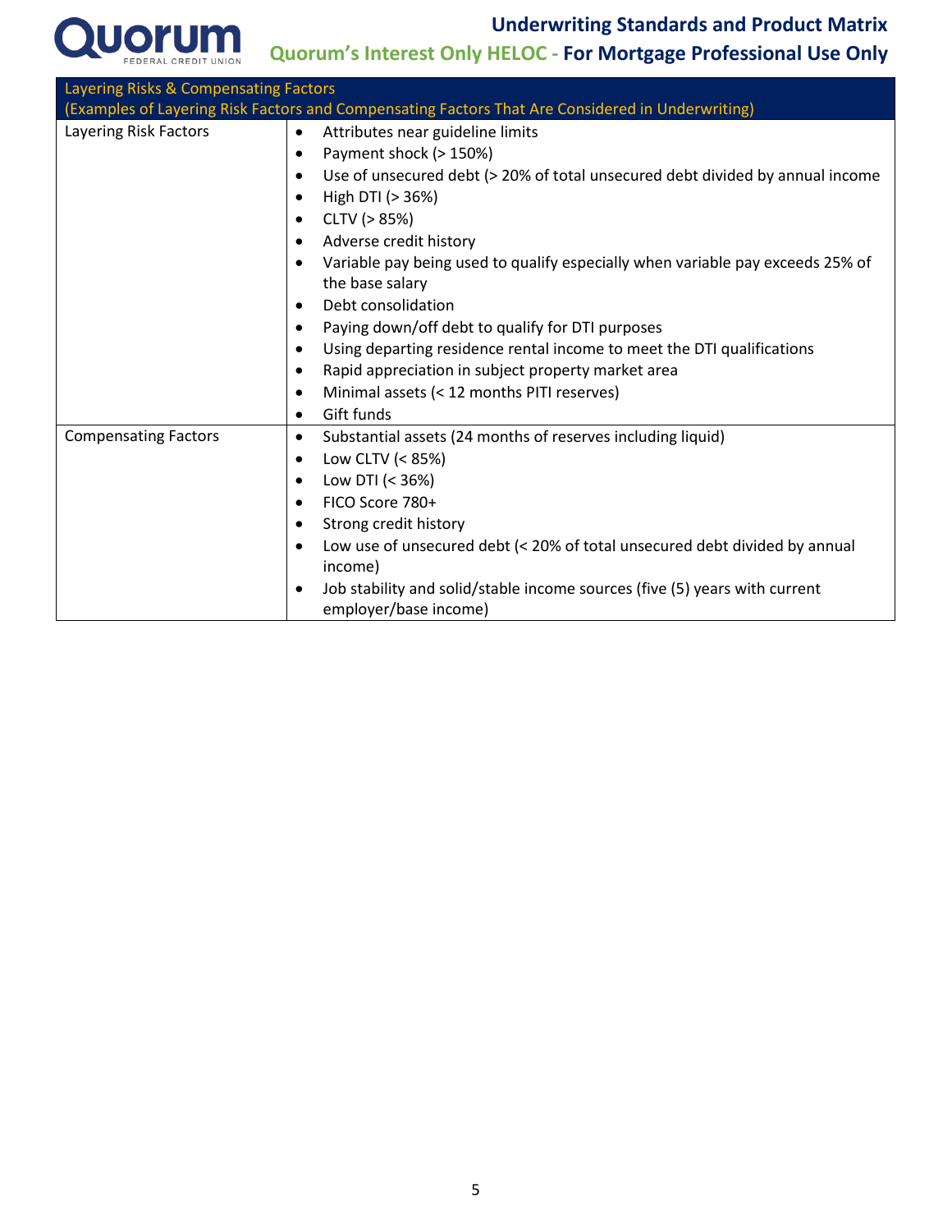| Layering Risks & Compensating Factors<br>(Examples of Layering Risk Factors and Compensating Factors That Are Considered in Underwriting) | |
|---|---|
| Layering Risk Factors | • Attributes near guideline limits<br>• Payment shock (> 150%)<br>• Use of unsecured debt (> 20% of total unsecured debt divided by annual income<br>• High DTI (> 36%)<br>• CLTV (> 85%)<br>• Adverse credit history<br>• Variable pay being used to qualify especially when variable pay exceeds 25% of the base salary<br>• Debt consolidation<br>• Paying down/off debt to qualify for DTI purposes<br>• Using departing residence rental income to meet the DTI qualifications<br>• Rapid appreciation in subject property market area<br>• Minimal assets (< 12 months PITI reserves)<br>• Gift funds |
| Compensating Factors | • Substantial assets (24 months of reserves including liquid)<br>• Low CLTV (< 85%)<br>• Low DTI (< 36%)<br>• FICO Score 780+<br>• Strong credit history<br>• Low use of unsecured debt (< 20% of total unsecured debt divided by annual income)<br>• Job stability and solid/stable income sources (five (5) years with current employer/base income) |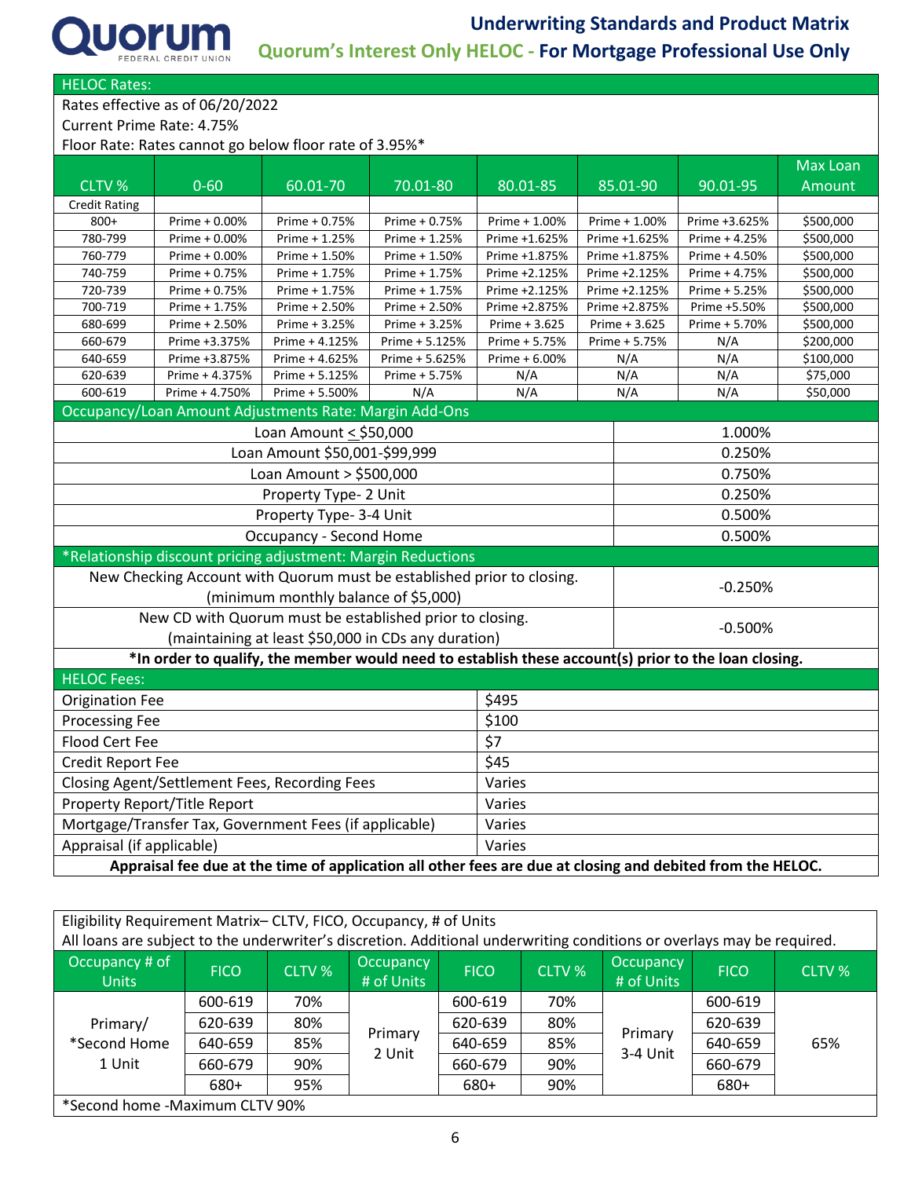# Underwriting Standards and Product Matrix

## Quorum's Interest Only HELOC - For Mortgage Professional Use Only

### HELOC Rates:

Rates effective as of 06/20/2022

Current Prime Rate: 4.75%

Floor Rate: Rates cannot go below floor rate of 3.95%*

| CLTV % | 0-60 | 60.01-70 | 70.01-80 | 80.01-85 | 85.01-90 | 90.01-95 | Max Loan Amount |
|---|---|---|---|---|---|---|---|
| Credit Rating | | | | | | | |
| 800+ | Prime + 0.00% | Prime + 0.75% | Prime + 0.75% | Prime + 1.00% | Prime + 1.00% | Prime +3.625% | $500,000 |
| 780-799 | Prime + 0.00% | Prime + 1.25% | Prime + 1.25% | Prime +1.625% | Prime +1.625% | Prime + 4.25% | $500,000 |
| 760-779 | Prime + 0.00% | Prime + 1.50% | Prime + 1.50% | Prime +1.875% | Prime +1.875% | Prime + 4.50% | $500,000 |
| 740-759 | Prime + 0.75% | Prime + 1.75% | Prime + 1.75% | Prime +2.125% | Prime +2.125% | Prime + 4.75% | $500,000 |
| 720-739 | Prime + 0.75% | Prime + 1.75% | Prime + 1.75% | Prime +2.125% | Prime +2.125% | Prime + 5.25% | $500,000 |
| 700-719 | Prime + 1.75% | Prime + 2.50% | Prime + 2.50% | Prime +2.875% | Prime +2.875% | Prime +5.50% | $500,000 |
| 680-699 | Prime + 2.50% | Prime + 3.25% | Prime + 3.25% | Prime + 3.625 | Prime + 3.625 | Prime + 5.70% | $500,000 |
| 660-679 | Prime +3.375% | Prime + 4.125% | Prime + 5.125% | Prime + 5.75% | Prime + 5.75% | N/A | $200,000 |
| 640-659 | Prime +3.875% | Prime + 4.625% | Prime + 5.625% | Prime + 6.00% | N/A | N/A | $100,000 |
| 620-639 | Prime + 4.375% | Prime + 5.125% | Prime + 5.75% | N/A | N/A | N/A | $75,000 |
| 600-619 | Prime + 4.750% | Prime + 5.500% | N/A | N/A | N/A | N/A | $50,000 |

### Occupancy/Loan Amount Adjustments Rate: Margin Add-Ons

| Adjustment | Margin Add-On |
|---|---|
| Loan Amount ≤ $50,000 | 1.000% |
| Loan Amount $50,001-$99,999 | 0.250% |
| Loan Amount > $500,000 | 0.750% |
| Property Type- 2 Unit | 0.250% |
| Property Type- 3-4 Unit | 0.500% |
| Occupancy - Second Home | 0.500% |

### *Relationship discount pricing adjustment: Margin Reductions

| Adjustment | Margin Reduction |
|---|---|
| New Checking Account with Quorum must be established prior to closing. (minimum monthly balance of $5,000) | -0.250% |
| New CD with Quorum must be established prior to closing. (maintaining at least $50,000 in CDs any duration) | -0.500% |

**\*In order to qualify, the member would need to establish these account(s) prior to the loan closing.**

### HELOC Fees:

| Fee | Amount |
|---|---|
| Origination Fee | $495 |
| Processing Fee | $100 |
| Flood Cert Fee | $7 |
| Credit Report Fee | $45 |
| Closing Agent/Settlement Fees, Recording Fees | Varies |
| Property Report/Title Report | Varies |
| Mortgage/Transfer Tax, Government Fees (if applicable) | Varies |
| Appraisal (if applicable) | Varies |

**Appraisal fee due at the time of application all other fees are due at closing and debited from the HELOC.**

### Eligibility Requirement Matrix– CLTV, FICO, Occupancy, # of Units

All loans are subject to the underwriter's discretion. Additional underwriting conditions or overlays may be required.

| Occupancy # of Units | FICO | CLTV % | Occupancy # of Units | FICO | CLTV % | Occupancy # of Units | FICO | CLTV % |
|---|---|---|---|---|---|---|---|---|
| Primary/ *Second Home 1 Unit | 600-619 | 70% | Primary 2 Unit | 600-619 | 70% | Primary 3-4 Unit | 600-619 | 65% |
| | 620-639 | 80% | | 620-639 | 80% | | 620-639 | |
| | 640-659 | 85% | | 640-659 | 85% | | 640-659 | |
| | 660-679 | 90% | | 660-679 | 90% | | 660-679 | |
| | 680+ | 95% | | 680+ | 90% | | 680+ | |

*Second home -Maximum CLTV 90%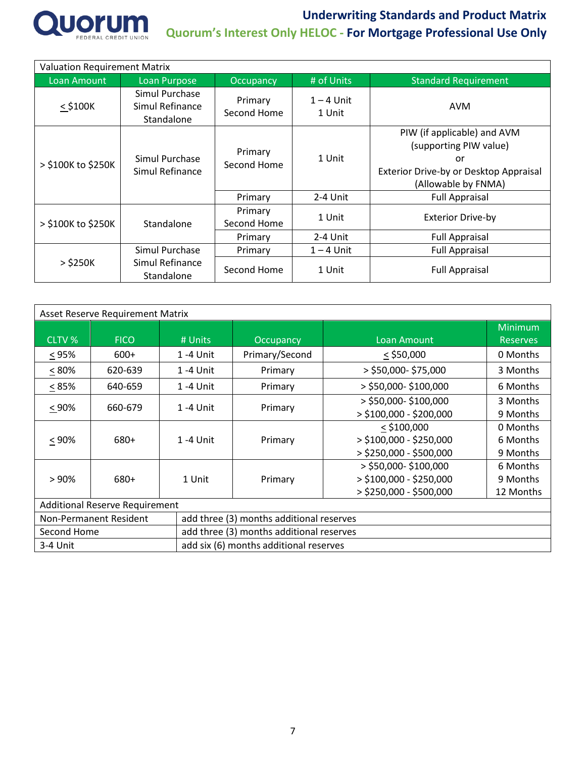# Underwriting Standards and Product Matrix

## Quorum's Interest Only HELOC - For Mortgage Professional Use Only

**Valuation Requirement Matrix**

| Loan Amount | Loan Purpose | Occupancy | # of Units | Standard Requirement |
|---|---|---|---|---|
| ≤ $100K | Simul Purchase<br>Simul Refinance<br>Standalone | Primary<br>Second Home | 1 – 4 Unit<br>1 Unit | AVM |
| > $100K to $250K | Simul Purchase<br>Simul Refinance | Primary<br>Second Home | 1 Unit | PIW (if applicable) and AVM (supporting PIW value)<br>or<br>Exterior Drive-by or Desktop Appraisal (Allowable by FNMA) |
| | | Primary | 2-4 Unit | Full Appraisal |
| > $100K to $250K | Standalone | Primary<br>Second Home | 1 Unit | Exterior Drive-by |
| | | Primary | 2-4 Unit | Full Appraisal |
| > $250K | Simul Purchase<br>Simul Refinance<br>Standalone | Primary | 1 – 4 Unit | Full Appraisal |
| | | Second Home | 1 Unit | Full Appraisal |

**Asset Reserve Requirement Matrix**

| CLTV % | FICO | # Units | Occupancy | Loan Amount | Minimum Reserves |
|---|---|---|---|---|---|
| ≤ 95% | 600+ | 1 -4 Unit | Primary/Second | ≤ $50,000 | 0 Months |
| ≤ 80% | 620-639 | 1 -4 Unit | Primary | > $50,000- $75,000 | 3 Months |
| ≤ 85% | 640-659 | 1 -4 Unit | Primary | > $50,000- $100,000 | 6 Months |
| ≤ 90% | 660-679 | 1 -4 Unit | Primary | > $50,000- $100,000<br>> $100,000 - $200,000 | 3 Months<br>9 Months |
| ≤ 90% | 680+ | 1 -4 Unit | Primary | ≤ $100,000<br>> $100,000 - $250,000<br>> $250,000 - $500,000 | 0 Months<br>6 Months<br>9 Months |
| > 90% | 680+ | 1 Unit | Primary | > $50,000- $100,000<br>> $100,000 - $250,000<br>> $250,000 - $500,000 | 6 Months<br>9 Months<br>12 Months |

**Additional Reserve Requirement**

| Condition | Requirement |
|---|---|
| Non-Permanent Resident | add three (3) months additional reserves |
| Second Home | add three (3) months additional reserves |
| 3-4 Unit | add six (6) months additional reserves |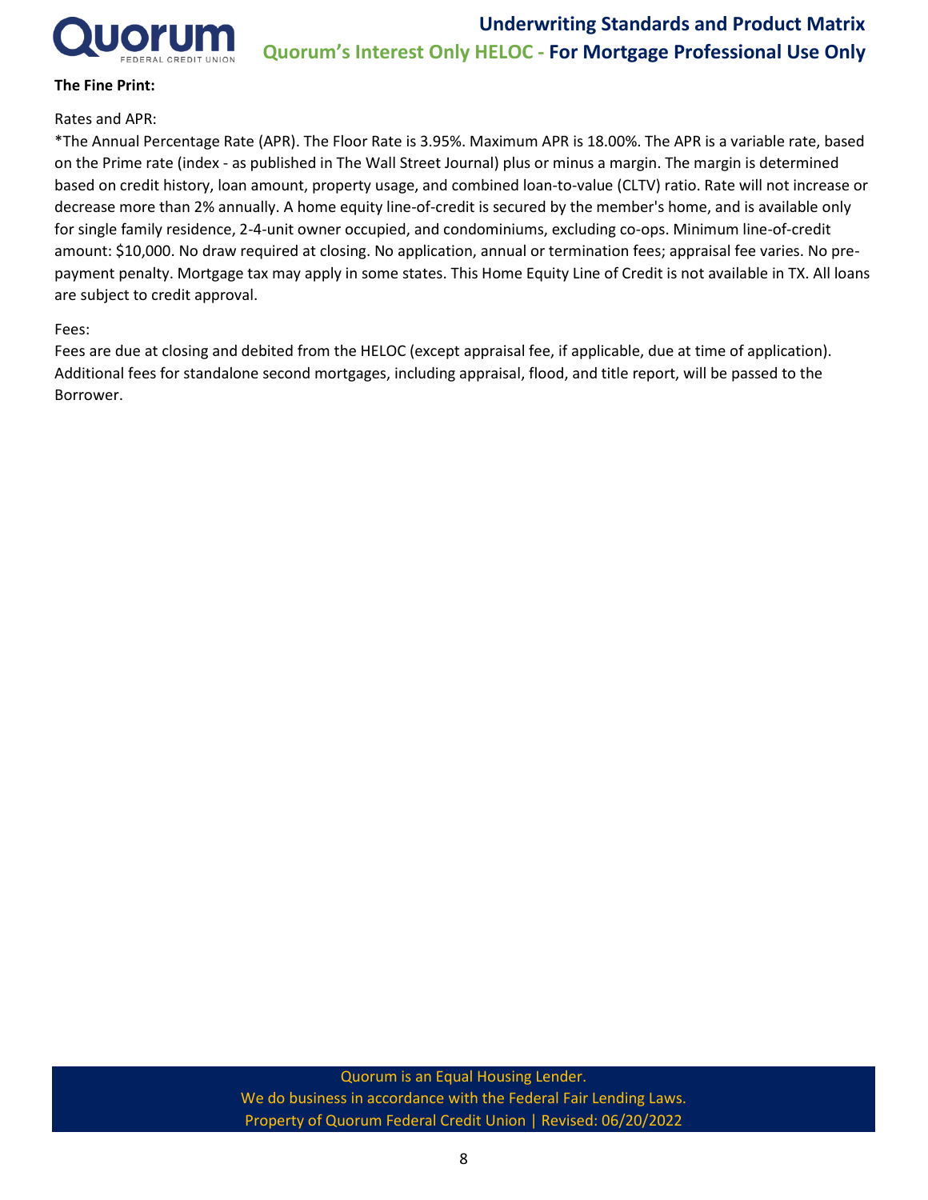**The Fine Print:**

Rates and APR:

*The Annual Percentage Rate (APR). The Floor Rate is 3.95%. Maximum APR is 18.00%. The APR is a variable rate, based on the Prime rate (index - as published in The Wall Street Journal) plus or minus a margin. The margin is determined based on credit history, loan amount, property usage, and combined loan-to-value (CLTV) ratio. Rate will not increase or decrease more than 2% annually. A home equity line-of-credit is secured by the member's home, and is available only for single family residence, 2-4-unit owner occupied, and condominiums, excluding co-ops. Minimum line-of-credit amount: $10,000. No draw required at closing. No application, annual or termination fees; appraisal fee varies. No pre-payment penalty. Mortgage tax may apply in some states. This Home Equity Line of Credit is not available in TX. All loans are subject to credit approval.

Fees:

Fees are due at closing and debited from the HELOC (except appraisal fee, if applicable, due at time of application). Additional fees for standalone second mortgages, including appraisal, flood, and title report, will be passed to the Borrower.